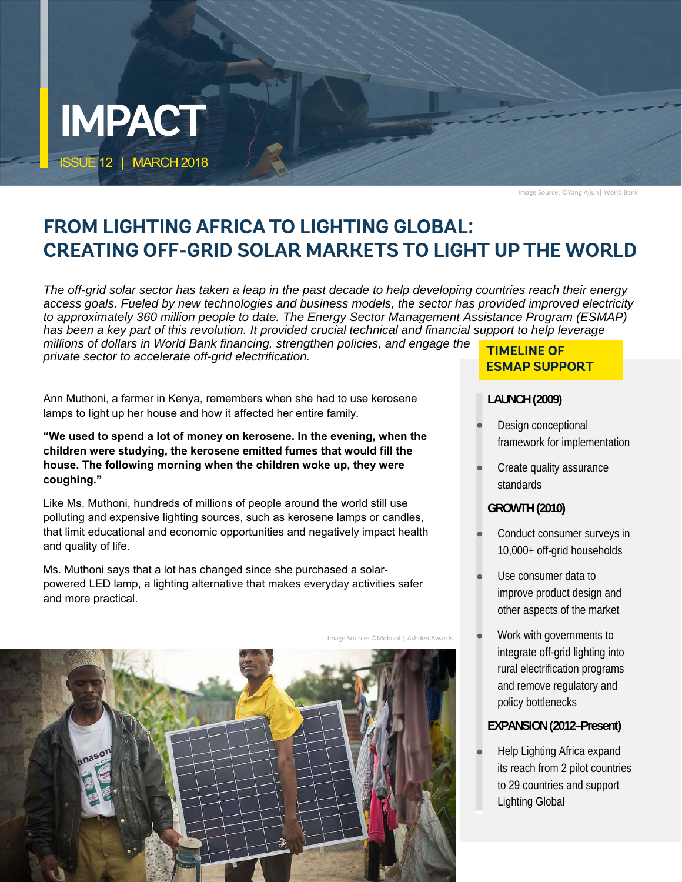# IMPACT

ISSUE 12 | MARCH 2018

Image Source: ©Yang Aijun| World Bank

## FROM LIGHTING AFRICA TO LIGHTING GLOBAL: CREATING OFF-GRID SOLAR MARKETS TO LIGHT UP THE WORLD

*The off-grid solar sector has taken a leap in the past decade to help developing countries reach their energy access goals. Fueled by new technologies and business models, the sector has provided improved electricity to approximately 360 million people to date. The Energy Sector Management Assistance Program (ESMAP) has been a key part of this revolution. It provided crucial technical and financial support to help leverage millions of dollars in World Bank financing, strengthen policies, and engage the private sector to accelerate off-grid electrification.*

Ann Muthoni, a farmer in Kenya, remembers when she had to use kerosene lamps to light up her house and how it affected her entire family.

**"We used to spend a lot of money on kerosene. In the evening, when the children were studying, the kerosene emitted fumes that would fill the house. The following morning when the children woke up, they were coughing."**

Like Ms. Muthoni, hundreds of millions of people around the world still use polluting and expensive lighting sources, such as kerosene lamps or candles, that limit educational and economic opportunities and negatively impact health and quality of life.

Ms. Muthoni says that a lot has changed since she purchased a solar-powered LED lamp, a lighting alternative that makes everyday activities safer and more practical.

Image Source: ©Mobisol | Ashden Awards

### TIMELINE OF ESMAP SUPPORT

**LAUNCH (2009)**

- Design conceptional framework for implementation
- Create quality assurance standards

**GROWTH (2010)**

- Conduct consumer surveys in 10,000+ off-grid households
- Use consumer data to improve product design and other aspects of the market
- Work with governments to integrate off-grid lighting into rural electrification programs and remove regulatory and policy bottlenecks

**EXPANSION (2012–Present)**

- Help Lighting Africa expand its reach from 2 pilot countries to 29 countries and support Lighting Global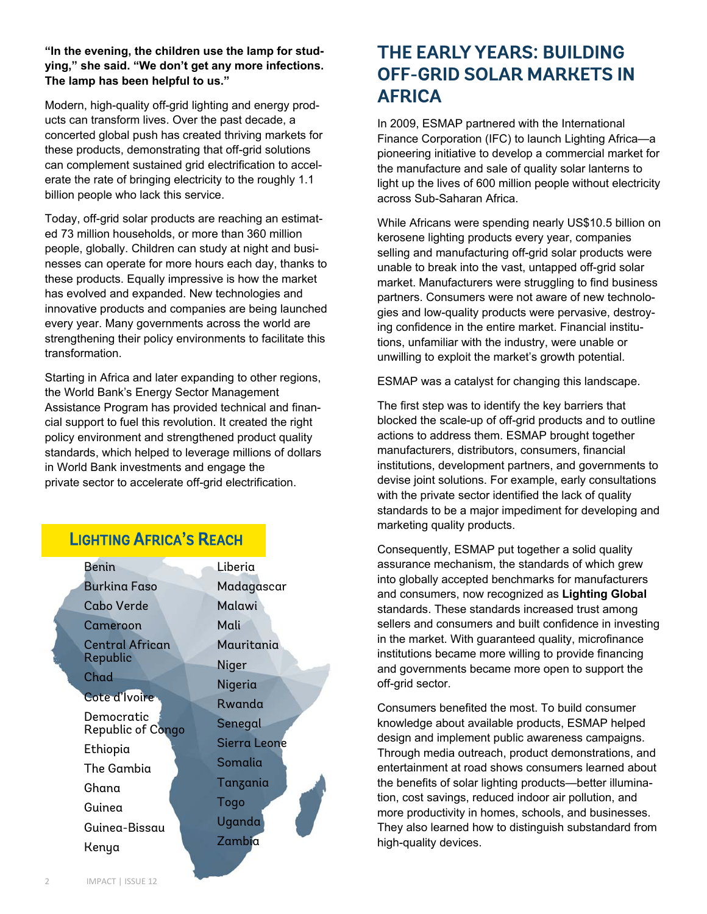**"In the evening, the children use the lamp for studying," she said. "We don't get any more infections. The lamp has been helpful to us."**

Modern, high-quality off-grid lighting and energy products can transform lives. Over the past decade, a concerted global push has created thriving markets for these products, demonstrating that off-grid solutions can complement sustained grid electrification to accelerate the rate of bringing electricity to the roughly 1.1 billion people who lack this service.

Today, off-grid solar products are reaching an estimated 73 million households, or more than 360 million people, globally. Children can study at night and businesses can operate for more hours each day, thanks to these products. Equally impressive is how the market has evolved and expanded. New technologies and innovative products and companies are being launched every year. Many governments across the world are strengthening their policy environments to facilitate this transformation.

Starting in Africa and later expanding to other regions, the World Bank's Energy Sector Management Assistance Program has provided technical and financial support to fuel this revolution. It created the right policy environment and strengthened product quality standards, which helped to leverage millions of dollars in World Bank investments and engage the private sector to accelerate off-grid electrification.

### Lighting Africa's Reach

- Benin
- Burkina Faso
- Cabo Verde
- Cameroon
- Central African Republic
- Chad
- Cote d'Ivoire
- Democratic Republic of Congo
- Ethiopia
- The Gambia
- Ghana
- Guinea
- Guinea-Bissau
- Kenya
- Liberia
- Madagascar
- Malawi
- Mali
- Mauritania
- Niger
- Nigeria
- Rwanda
- Senegal
- Sierra Leone
- Somalia
- Tanzania
- Togo
- Uganda
- Zambia

## THE EARLY YEARS: BUILDING OFF-GRID SOLAR MARKETS IN AFRICA

In 2009, ESMAP partnered with the International Finance Corporation (IFC) to launch Lighting Africa—a pioneering initiative to develop a commercial market for the manufacture and sale of quality solar lanterns to light up the lives of 600 million people without electricity across Sub-Saharan Africa.

While Africans were spending nearly US$10.5 billion on kerosene lighting products every year, companies selling and manufacturing off-grid solar products were unable to break into the vast, untapped off-grid solar market. Manufacturers were struggling to find business partners. Consumers were not aware of new technologies and low-quality products were pervasive, destroying confidence in the entire market. Financial institutions, unfamiliar with the industry, were unable or unwilling to exploit the market's growth potential.

ESMAP was a catalyst for changing this landscape.

The first step was to identify the key barriers that blocked the scale-up of off-grid products and to outline actions to address them. ESMAP brought together manufacturers, distributors, consumers, financial institutions, development partners, and governments to devise joint solutions. For example, early consultations with the private sector identified the lack of quality standards to be a major impediment for developing and marketing quality products.

Consequently, ESMAP put together a solid quality assurance mechanism, the standards of which grew into globally accepted benchmarks for manufacturers and consumers, now recognized as **Lighting Global** standards. These standards increased trust among sellers and consumers and built confidence in investing in the market. With guaranteed quality, microfinance institutions became more willing to provide financing and governments became more open to support the off-grid sector.

Consumers benefited the most. To build consumer knowledge about available products, ESMAP helped design and implement public awareness campaigns. Through media outreach, product demonstrations, and entertainment at road shows consumers learned about the benefits of solar lighting products—better illumination, cost savings, reduced indoor air pollution, and more productivity in homes, schools, and businesses. They also learned how to distinguish substandard from high-quality devices.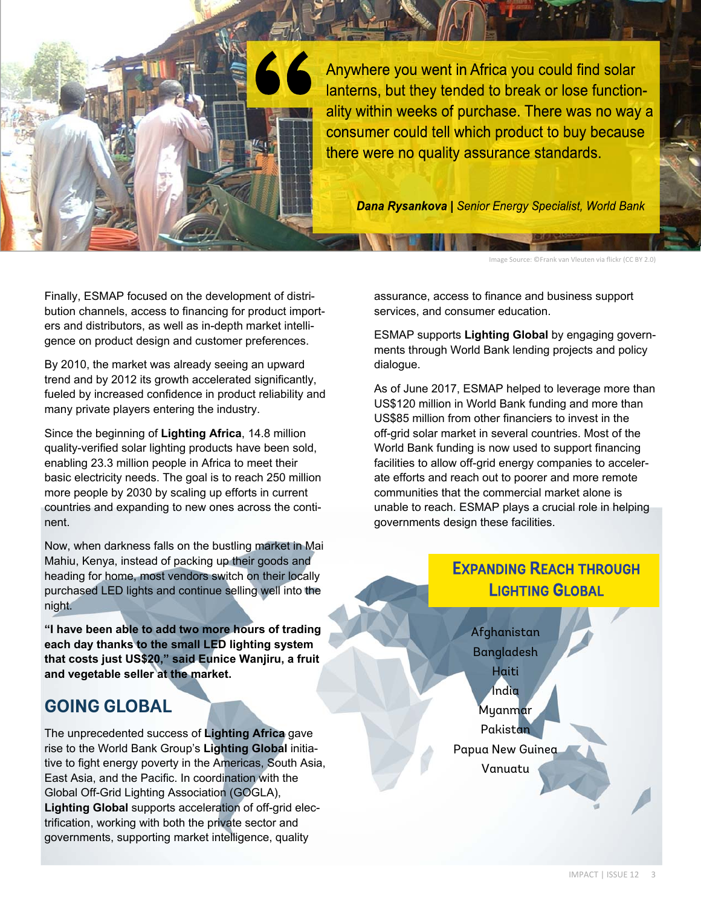> Anywhere you went in Africa you could find solar lanterns, but they tended to break or lose functionality within weeks of purchase. There was no way a consumer could tell which product to buy because there were no quality assurance standards.
>
> ***Dana Rysankova |** Senior Energy Specialist, World Bank*

Image Source: ©Frank van Vleuten via flickr (CC BY 2.0)

Finally, ESMAP focused on the development of distribution channels, access to financing for product importers and distributors, as well as in-depth market intelligence on product design and customer preferences.

By 2010, the market was already seeing an upward trend and by 2012 its growth accelerated significantly, fueled by increased confidence in product reliability and many private players entering the industry.

Since the beginning of **Lighting Africa**, 14.8 million quality-verified solar lighting products have been sold, enabling 23.3 million people in Africa to meet their basic electricity needs. The goal is to reach 250 million more people by 2030 by scaling up efforts in current countries and expanding to new ones across the continent.

Now, when darkness falls on the bustling market in Mai Mahiu, Kenya, instead of packing up their goods and heading for home, most vendors switch on their locally purchased LED lights and continue selling well into the night.

**"I have been able to add two more hours of trading each day thanks to the small LED lighting system that costs just US$20," said Eunice Wanjiru, a fruit and vegetable seller at the market.**

## GOING GLOBAL

The unprecedented success of **Lighting Africa** gave rise to the World Bank Group's **Lighting Global** initiative to fight energy poverty in the Americas, South Asia, East Asia, and the Pacific. In coordination with the Global Off-Grid Lighting Association (GOGLA), **Lighting Global** supports acceleration of off-grid electrification, working with both the private sector and governments, supporting market intelligence, quality assurance, access to finance and business support services, and consumer education.

ESMAP supports **Lighting Global** by engaging governments through World Bank lending projects and policy dialogue.

As of June 2017, ESMAP helped to leverage more than US$120 million in World Bank funding and more than US$85 million from other financiers to invest in the off-grid solar market in several countries. Most of the World Bank funding is now used to support financing facilities to allow off-grid energy companies to accelerate efforts and reach out to poorer and more remote communities that the commercial market alone is unable to reach. ESMAP plays a crucial role in helping governments design these facilities.

### EXPANDING REACH THROUGH LIGHTING GLOBAL

Afghanistan
Bangladesh
Haiti
India
Myanmar
Pakistan
Papua New Guinea
Vanuatu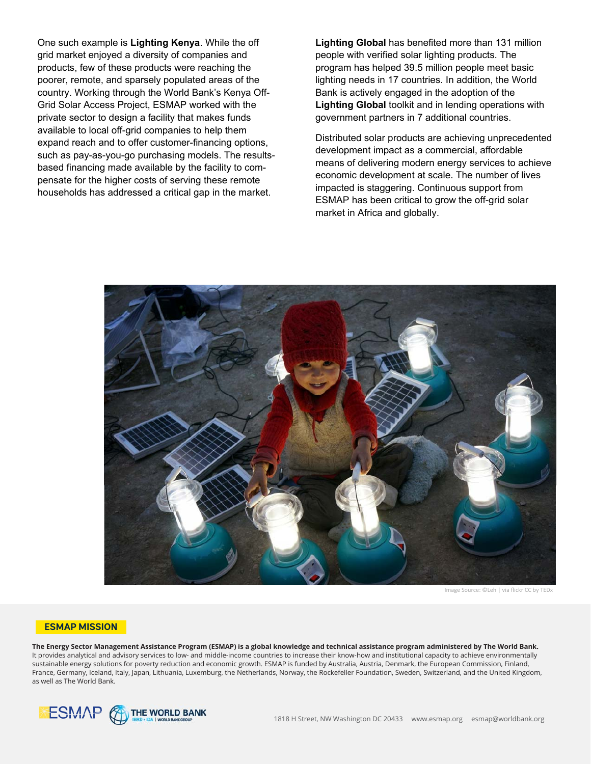One such example is **Lighting Kenya**. While the off grid market enjoyed a diversity of companies and products, few of these products were reaching the poorer, remote, and sparsely populated areas of the country. Working through the World Bank's Kenya Off-Grid Solar Access Project, ESMAP worked with the private sector to design a facility that makes funds available to local off-grid companies to help them expand reach and to offer customer-financing options, such as pay-as-you-go purchasing models. The results-based financing made available by the facility to compensate for the higher costs of serving these remote households has addressed a critical gap in the market.

**Lighting Global** has benefited more than 131 million people with verified solar lighting products. The program has helped 39.5 million people meet basic lighting needs in 17 countries. In addition, the World Bank is actively engaged in the adoption of the **Lighting Global** toolkit and in lending operations with government partners in 7 additional countries.

Distributed solar products are achieving unprecedented development impact as a commercial, affordable means of delivering modern energy services to achieve economic development at scale. The number of lives impacted is staggering. Continuous support from ESMAP has been critical to grow the off-grid solar market in Africa and globally.

Image Source: ©Leh | via flickr CC by TEDx

## ESMAP MISSION

**The Energy Sector Management Assistance Program (ESMAP) is a global knowledge and technical assistance program administered by The World Bank.** It provides analytical and advisory services to low- and middle-income countries to increase their know-how and institutional capacity to achieve environmentally sustainable energy solutions for poverty reduction and economic growth. ESMAP is funded by Australia, Austria, Denmark, the European Commission, Finland, France, Germany, Iceland, Italy, Japan, Lithuania, Luxemburg, the Netherlands, Norway, the Rockefeller Foundation, Sweden, Switzerland, and the United Kingdom, as well as The World Bank.

ESMAP THE WORLD BANK IBRD • IDA | WORLD BANK GROUP

1818 H Street, NW Washington DC 20433 www.esmap.org esmap@worldbank.org